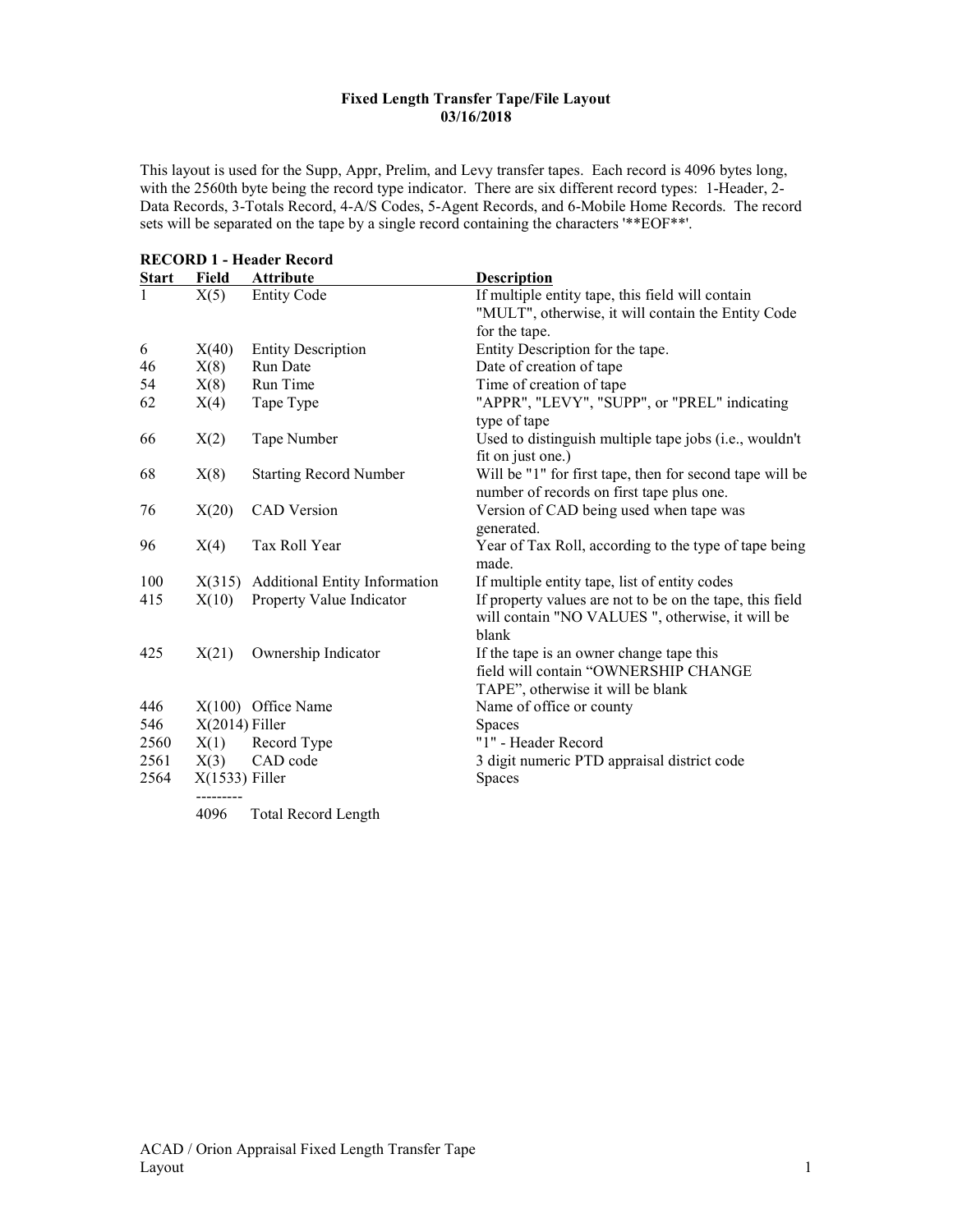# Fixed Length Transfer Tape/File Layout
**03/16/2018**

This layout is used for the Supp, Appr, Prelim, and Levy transfer tapes. Each record is 4096 bytes long, with the 2560th byte being the record type indicator. There are six different record types: 1-Header, 2-Data Records, 3-Totals Record, 4-A/S Codes, 5-Agent Records, and 6-Mobile Home Records. The record sets will be separated on the tape by a single record containing the characters '**EOF**'.

## RECORD 1 - Header Record

| Start | Field | Attribute | Description |
|---|---|---|---|
| 1 | X(5) | Entity Code | If multiple entity tape, this field will contain "MULT", otherwise, it will contain the Entity Code for the tape. |
| 6 | X(40) | Entity Description | Entity Description for the tape. |
| 46 | X(8) | Run Date | Date of creation of tape |
| 54 | X(8) | Run Time | Time of creation of tape |
| 62 | X(4) | Tape Type | "APPR", "LEVY", "SUPP", or "PREL" indicating type of tape |
| 66 | X(2) | Tape Number | Used to distinguish multiple tape jobs (i.e., wouldn't fit on just one.) |
| 68 | X(8) | Starting Record Number | Will be "1" for first tape, then for second tape will be number of records on first tape plus one. |
| 76 | X(20) | CAD Version | Version of CAD being used when tape was generated. |
| 96 | X(4) | Tax Roll Year | Year of Tax Roll, according to the type of tape being made. |
| 100 | X(315) | Additional Entity Information | If multiple entity tape, list of entity codes |
| 415 | X(10) | Property Value Indicator | If property values are not to be on the tape, this field will contain "NO VALUES ", otherwise, it will be blank |
| 425 | X(21) | Ownership Indicator | If the tape is an owner change tape this field will contain "OWNERSHIP CHANGE TAPE", otherwise it will be blank |
| 446 | X(100) | Office Name | Name of office or county |
| 546 | X(2014) | Filler | Spaces |
| 2560 | X(1) | Record Type | "1" - Header Record |
| 2561 | X(3) | CAD code | 3 digit numeric PTD appraisal district code |
| 2564 | X(1533) | Filler | Spaces |
| | 4096 | Total Record Length | |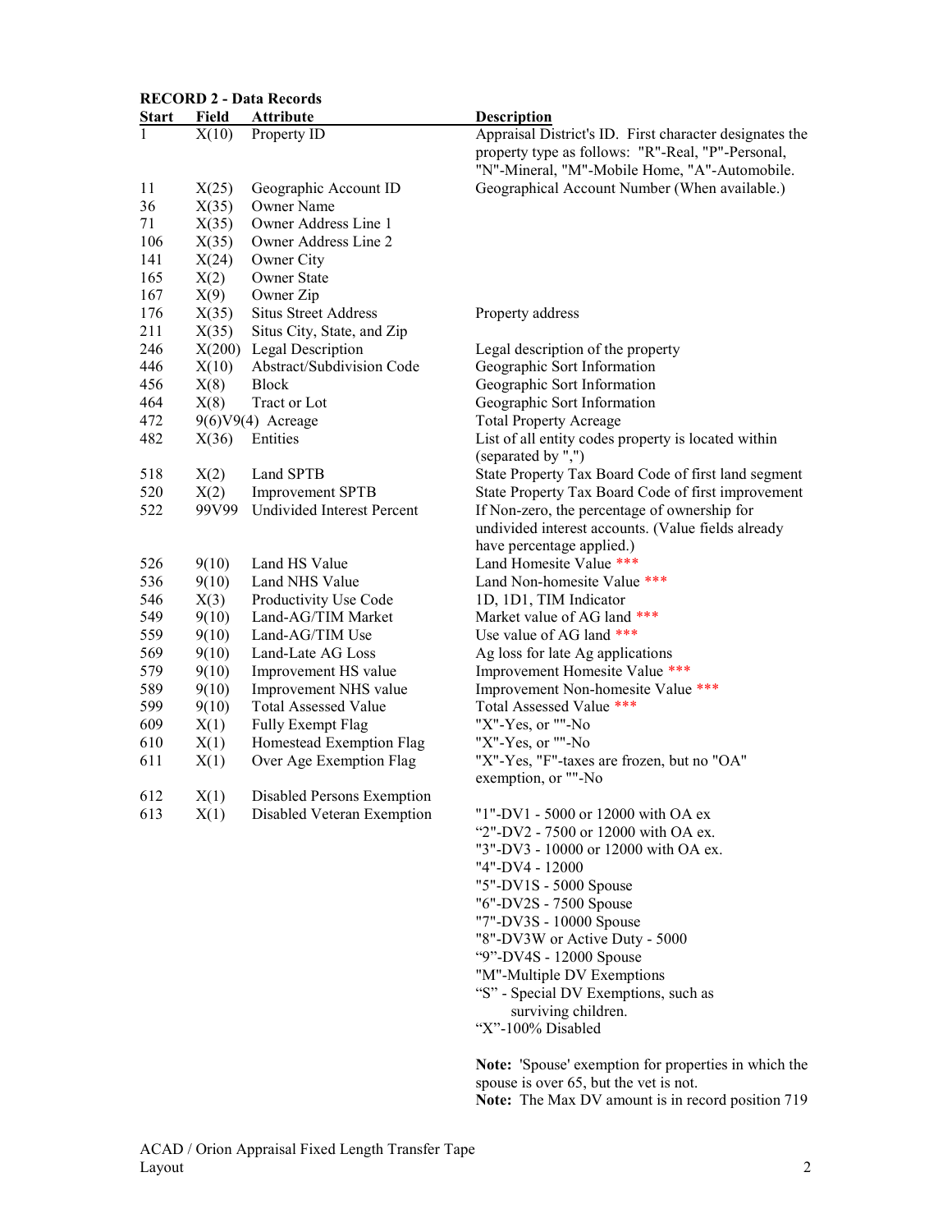**RECORD 2 - Data Records**

| Start | Field | Attribute | Description |
|---|---|---|---|
| 1 | X(10) | Property ID | Appraisal District's ID. First character designates the property type as follows: "R"-Real, "P"-Personal, "N"-Mineral, "M"-Mobile Home, "A"-Automobile. |
| 11 | X(25) | Geographic Account ID | Geographical Account Number (When available.) |
| 36 | X(35) | Owner Name | |
| 71 | X(35) | Owner Address Line 1 | |
| 106 | X(35) | Owner Address Line 2 | |
| 141 | X(24) | Owner City | |
| 165 | X(2) | Owner State | |
| 167 | X(9) | Owner Zip | |
| 176 | X(35) | Situs Street Address | Property address |
| 211 | X(35) | Situs City, State, and Zip | |
| 246 | X(200) | Legal Description | Legal description of the property |
| 446 | X(10) | Abstract/Subdivision Code | Geographic Sort Information |
| 456 | X(8) | Block | Geographic Sort Information |
| 464 | X(8) | Tract or Lot | Geographic Sort Information |
| 472 | 9(6)V9(4) | Acreage | Total Property Acreage |
| 482 | X(36) | Entities | List of all entity codes property is located within (separated by ",") |
| 518 | X(2) | Land SPTB | State Property Tax Board Code of first land segment |
| 520 | X(2) | Improvement SPTB | State Property Tax Board Code of first improvement |
| 522 | 99V99 | Undivided Interest Percent | If Non-zero, the percentage of ownership for undivided interest accounts. (Value fields already have percentage applied.) |
| 526 | 9(10) | Land HS Value | Land Homesite Value *** |
| 536 | 9(10) | Land NHS Value | Land Non-homesite Value *** |
| 546 | X(3) | Productivity Use Code | 1D, 1D1, TIM Indicator |
| 549 | 9(10) | Land-AG/TIM Market | Market value of AG land *** |
| 559 | 9(10) | Land-AG/TIM Use | Use value of AG land *** |
| 569 | 9(10) | Land-Late AG Loss | Ag loss for late Ag applications |
| 579 | 9(10) | Improvement HS value | Improvement Homesite Value *** |
| 589 | 9(10) | Improvement NHS value | Improvement Non-homesite Value *** |
| 599 | 9(10) | Total Assessed Value | Total Assessed Value *** |
| 609 | X(1) | Fully Exempt Flag | "X"-Yes, or ""-No |
| 610 | X(1) | Homestead Exemption Flag | "X"-Yes, or ""-No |
| 611 | X(1) | Over Age Exemption Flag | "X"-Yes, "F"-taxes are frozen, but no "OA" exemption, or ""-No |
| 612 | X(1) | Disabled Persons Exemption | |
| 613 | X(1) | Disabled Veteran Exemption | "1"-DV1 - 5000 or 12000 with OA ex<br>"2"-DV2 - 7500 or 12000 with OA ex.<br>"3"-DV3 - 10000 or 12000 with OA ex.<br>"4"-DV4 - 12000<br>"5"-DV1S - 5000 Spouse<br>"6"-DV2S - 7500 Spouse<br>"7"-DV3S - 10000 Spouse<br>"8"-DV3W or Active Duty - 5000<br>"9"-DV4S - 12000 Spouse<br>"M"-Multiple DV Exemptions<br>"S" - Special DV Exemptions, such as surviving children.<br>"X"-100% Disabled<br><br>**Note:** 'Spouse' exemption for properties in which the spouse is over 65, but the vet is not.<br>**Note:** The Max DV amount is in record position 719 |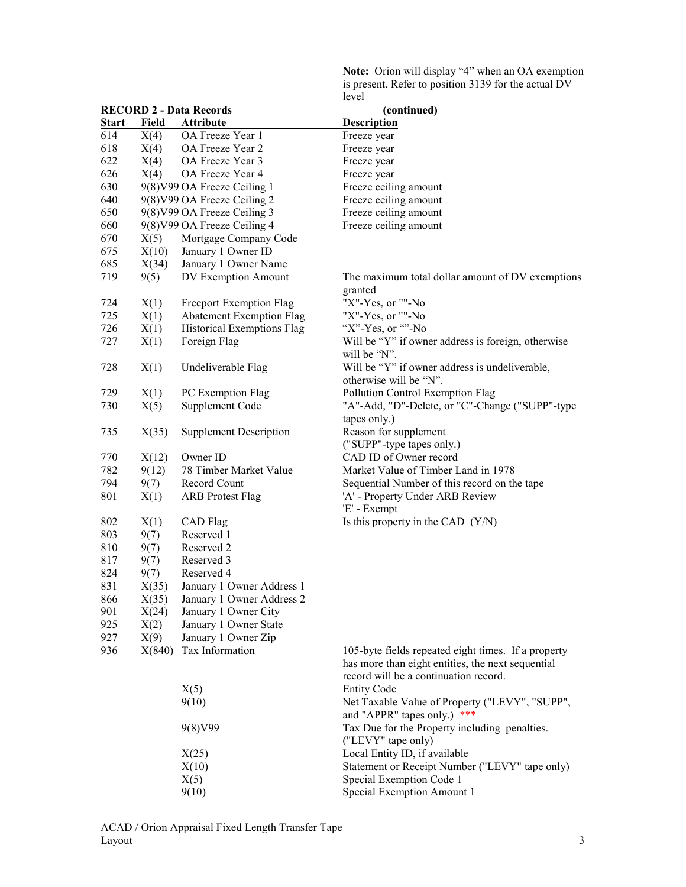**Note:** Orion will display "4" when an OA exemption is present. Refer to position 3139 for the actual DV level

**RECORD 2 - Data Records (continued)**

| Start | Field | Attribute | Description |
|---|---|---|---|
| 614 | X(4) | OA Freeze Year 1 | Freeze year |
| 618 | X(4) | OA Freeze Year 2 | Freeze year |
| 622 | X(4) | OA Freeze Year 3 | Freeze year |
| 626 | X(4) | OA Freeze Year 4 | Freeze year |
| 630 | 9(8)V99 | OA Freeze Ceiling 1 | Freeze ceiling amount |
| 640 | 9(8)V99 | OA Freeze Ceiling 2 | Freeze ceiling amount |
| 650 | 9(8)V99 | OA Freeze Ceiling 3 | Freeze ceiling amount |
| 660 | 9(8)V99 | OA Freeze Ceiling 4 | Freeze ceiling amount |
| 670 | X(5) | Mortgage Company Code | |
| 675 | X(10) | January 1 Owner ID | |
| 685 | X(34) | January 1 Owner Name | |
| 719 | 9(5) | DV Exemption Amount | The maximum total dollar amount of DV exemptions granted |
| 724 | X(1) | Freeport Exemption Flag | "X"-Yes, or ""-No |
| 725 | X(1) | Abatement Exemption Flag | "X"-Yes, or ""-No |
| 726 | X(1) | Historical Exemptions Flag | "X"-Yes, or ""-No |
| 727 | X(1) | Foreign Flag | Will be "Y" if owner address is foreign, otherwise will be "N". |
| 728 | X(1) | Undeliverable Flag | Will be "Y" if owner address is undeliverable, otherwise will be "N". |
| 729 | X(1) | PC Exemption Flag | Pollution Control Exemption Flag |
| 730 | X(5) | Supplement Code | "A"-Add, "D"-Delete, or "C"-Change ("SUPP"-type tapes only.) |
| 735 | X(35) | Supplement Description | Reason for supplement ("SUPP"-type tapes only.) |
| 770 | X(12) | Owner ID | CAD ID of Owner record |
| 782 | 9(12) | 78 Timber Market Value | Market Value of Timber Land in 1978 |
| 794 | 9(7) | Record Count | Sequential Number of this record on the tape |
| 801 | X(1) | ARB Protest Flag | 'A' - Property Under ARB Review<br>'E' - Exempt |
| 802 | X(1) | CAD Flag | Is this property in the CAD (Y/N) |
| 803 | 9(7) | Reserved 1 | |
| 810 | 9(7) | Reserved 2 | |
| 817 | 9(7) | Reserved 3 | |
| 824 | 9(7) | Reserved 4 | |
| 831 | X(35) | January 1 Owner Address 1 | |
| 866 | X(35) | January 1 Owner Address 2 | |
| 901 | X(24) | January 1 Owner City | |
| 925 | X(2) | January 1 Owner State | |
| 927 | X(9) | January 1 Owner Zip | |
| 936 | X(840) | Tax Information | 105-byte fields repeated eight times. If a property has more than eight entities, the next sequential record will be a continuation record. |
| | | X(5) | Entity Code |
| | | 9(10) | Net Taxable Value of Property ("LEVY", "SUPP", and "APPR" tapes only.) *** |
| | | 9(8)V99 | Tax Due for the Property including penalties. ("LEVY" tape only) |
| | | X(25) | Local Entity ID, if available |
| | | X(10) | Statement or Receipt Number ("LEVY" tape only) |
| | | X(5) | Special Exemption Code 1 |
| | | 9(10) | Special Exemption Amount 1 |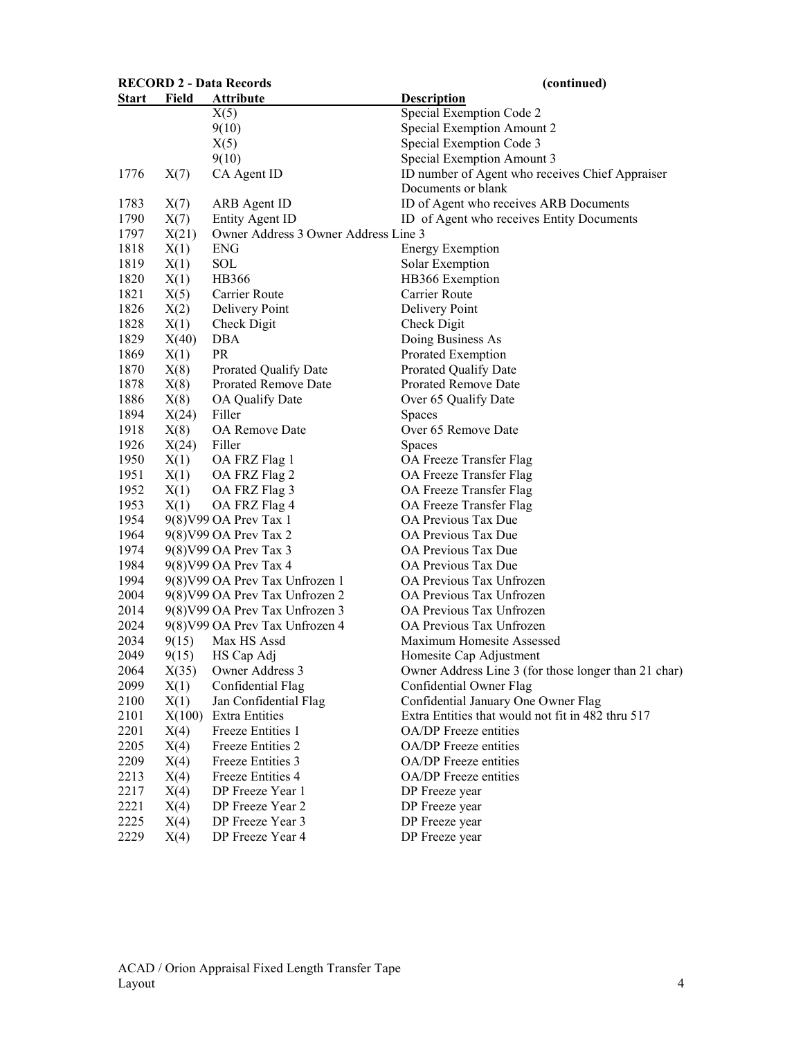**RECORD 2 - Data Records** **(continued)**

| Start | Field | Attribute | Description |
|---|---|---|---|
| | X(5) | | Special Exemption Code 2 |
| | 9(10) | | Special Exemption Amount 2 |
| | X(5) | | Special Exemption Code 3 |
| | 9(10) | | Special Exemption Amount 3 |
| 1776 | X(7) | CA Agent ID | ID number of Agent who receives Chief Appraiser Documents or blank |
| 1783 | X(7) | ARB Agent ID | ID of Agent who receives ARB Documents |
| 1790 | X(7) | Entity Agent ID | ID of Agent who receives Entity Documents |
| 1797 | X(21) | Owner Address 3 | Owner Address Line 3 |
| 1818 | X(1) | ENG | Energy Exemption |
| 1819 | X(1) | SOL | Solar Exemption |
| 1820 | X(1) | HB366 | HB366 Exemption |
| 1821 | X(5) | Carrier Route | Carrier Route |
| 1826 | X(2) | Delivery Point | Delivery Point |
| 1828 | X(1) | Check Digit | Check Digit |
| 1829 | X(40) | DBA | Doing Business As |
| 1869 | X(1) | PR | Prorated Exemption |
| 1870 | X(8) | Prorated Qualify Date | Prorated Qualify Date |
| 1878 | X(8) | Prorated Remove Date | Prorated Remove Date |
| 1886 | X(8) | OA Qualify Date | Over 65 Qualify Date |
| 1894 | X(24) | Filler | Spaces |
| 1918 | X(8) | OA Remove Date | Over 65 Remove Date |
| 1926 | X(24) | Filler | Spaces |
| 1950 | X(1) | OA FRZ Flag 1 | OA Freeze Transfer Flag |
| 1951 | X(1) | OA FRZ Flag 2 | OA Freeze Transfer Flag |
| 1952 | X(1) | OA FRZ Flag 3 | OA Freeze Transfer Flag |
| 1953 | X(1) | OA FRZ Flag 4 | OA Freeze Transfer Flag |
| 1954 | 9(8)V99 | OA Prev Tax 1 | OA Previous Tax Due |
| 1964 | 9(8)V99 | OA Prev Tax 2 | OA Previous Tax Due |
| 1974 | 9(8)V99 | OA Prev Tax 3 | OA Previous Tax Due |
| 1984 | 9(8)V99 | OA Prev Tax 4 | OA Previous Tax Due |
| 1994 | 9(8)V99 | OA Prev Tax Unfrozen 1 | OA Previous Tax Unfrozen |
| 2004 | 9(8)V99 | OA Prev Tax Unfrozen 2 | OA Previous Tax Unfrozen |
| 2014 | 9(8)V99 | OA Prev Tax Unfrozen 3 | OA Previous Tax Unfrozen |
| 2024 | 9(8)V99 | OA Prev Tax Unfrozen 4 | OA Previous Tax Unfrozen |
| 2034 | 9(15) | Max HS Assd | Maximum Homesite Assessed |
| 2049 | 9(15) | HS Cap Adj | Homesite Cap Adjustment |
| 2064 | X(35) | Owner Address 3 | Owner Address Line 3 (for those longer than 21 char) |
| 2099 | X(1) | Confidential Flag | Confidential Owner Flag |
| 2100 | X(1) | Jan Confidential Flag | Confidential January One Owner Flag |
| 2101 | X(100) | Extra Entities | Extra Entities that would not fit in 482 thru 517 |
| 2201 | X(4) | Freeze Entities 1 | OA/DP Freeze entities |
| 2205 | X(4) | Freeze Entities 2 | OA/DP Freeze entities |
| 2209 | X(4) | Freeze Entities 3 | OA/DP Freeze entities |
| 2213 | X(4) | Freeze Entities 4 | OA/DP Freeze entities |
| 2217 | X(4) | DP Freeze Year 1 | DP Freeze year |
| 2221 | X(4) | DP Freeze Year 2 | DP Freeze year |
| 2225 | X(4) | DP Freeze Year 3 | DP Freeze year |
| 2229 | X(4) | DP Freeze Year 4 | DP Freeze year |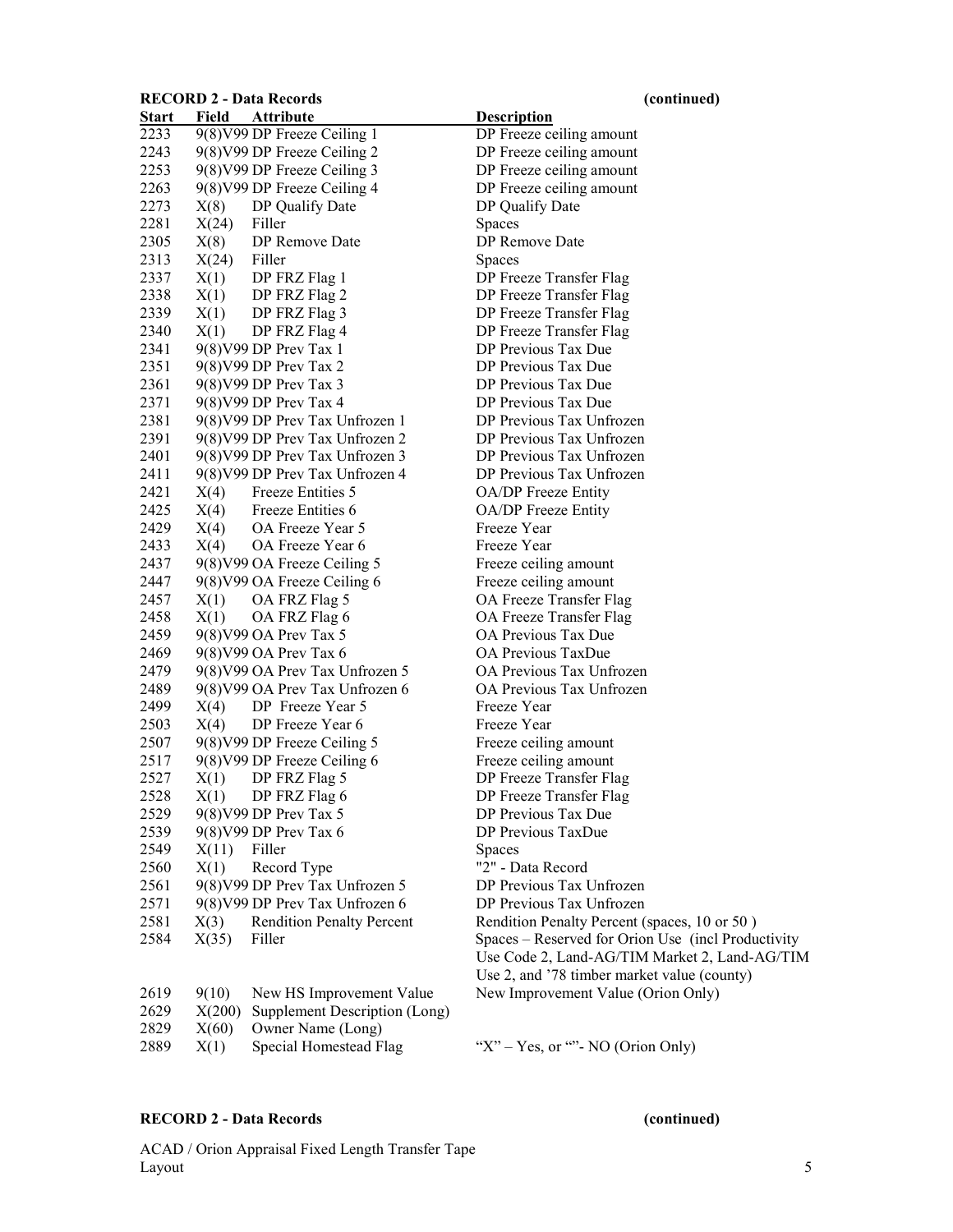**RECORD 2 - Data Records** **(continued)**

| Start | Field | Attribute | Description |
|---|---|---|---|
| 2233 | 9(8)V99 | DP Freeze Ceiling 1 | DP Freeze ceiling amount |
| 2243 | 9(8)V99 | DP Freeze Ceiling 2 | DP Freeze ceiling amount |
| 2253 | 9(8)V99 | DP Freeze Ceiling 3 | DP Freeze ceiling amount |
| 2263 | 9(8)V99 | DP Freeze Ceiling 4 | DP Freeze ceiling amount |
| 2273 | X(8) | DP Qualify Date | DP Qualify Date |
| 2281 | X(24) | Filler | Spaces |
| 2305 | X(8) | DP Remove Date | DP Remove Date |
| 2313 | X(24) | Filler | Spaces |
| 2337 | X(1) | DP FRZ Flag 1 | DP Freeze Transfer Flag |
| 2338 | X(1) | DP FRZ Flag 2 | DP Freeze Transfer Flag |
| 2339 | X(1) | DP FRZ Flag 3 | DP Freeze Transfer Flag |
| 2340 | X(1) | DP FRZ Flag 4 | DP Freeze Transfer Flag |
| 2341 | 9(8)V99 | DP Prev Tax 1 | DP Previous Tax Due |
| 2351 | 9(8)V99 | DP Prev Tax 2 | DP Previous Tax Due |
| 2361 | 9(8)V99 | DP Prev Tax 3 | DP Previous Tax Due |
| 2371 | 9(8)V99 | DP Prev Tax 4 | DP Previous Tax Due |
| 2381 | 9(8)V99 | DP Prev Tax Unfrozen 1 | DP Previous Tax Unfrozen |
| 2391 | 9(8)V99 | DP Prev Tax Unfrozen 2 | DP Previous Tax Unfrozen |
| 2401 | 9(8)V99 | DP Prev Tax Unfrozen 3 | DP Previous Tax Unfrozen |
| 2411 | 9(8)V99 | DP Prev Tax Unfrozen 4 | DP Previous Tax Unfrozen |
| 2421 | X(4) | Freeze Entities 5 | OA/DP Freeze Entity |
| 2425 | X(4) | Freeze Entities 6 | OA/DP Freeze Entity |
| 2429 | X(4) | OA Freeze Year 5 | Freeze Year |
| 2433 | X(4) | OA Freeze Year 6 | Freeze Year |
| 2437 | 9(8)V99 | OA Freeze Ceiling 5 | Freeze ceiling amount |
| 2447 | 9(8)V99 | OA Freeze Ceiling 6 | Freeze ceiling amount |
| 2457 | X(1) | OA FRZ Flag 5 | OA Freeze Transfer Flag |
| 2458 | X(1) | OA FRZ Flag 6 | OA Freeze Transfer Flag |
| 2459 | 9(8)V99 | OA Prev Tax 5 | OA Previous Tax Due |
| 2469 | 9(8)V99 | OA Prev Tax 6 | OA Previous TaxDue |
| 2479 | 9(8)V99 | OA Prev Tax Unfrozen 5 | OA Previous Tax Unfrozen |
| 2489 | 9(8)V99 | OA Prev Tax Unfrozen 6 | OA Previous Tax Unfrozen |
| 2499 | X(4) | DP Freeze Year 5 | Freeze Year |
| 2503 | X(4) | DP Freeze Year 6 | Freeze Year |
| 2507 | 9(8)V99 | DP Freeze Ceiling 5 | Freeze ceiling amount |
| 2517 | 9(8)V99 | DP Freeze Ceiling 6 | Freeze ceiling amount |
| 2527 | X(1) | DP FRZ Flag 5 | DP Freeze Transfer Flag |
| 2528 | X(1) | DP FRZ Flag 6 | DP Freeze Transfer Flag |
| 2529 | 9(8)V99 | DP Prev Tax 5 | DP Previous Tax Due |
| 2539 | 9(8)V99 | DP Prev Tax 6 | DP Previous TaxDue |
| 2549 | X(11) | Filler | Spaces |
| 2560 | X(1) | Record Type | "2" - Data Record |
| 2561 | 9(8)V99 | DP Prev Tax Unfrozen 5 | DP Previous Tax Unfrozen |
| 2571 | 9(8)V99 | DP Prev Tax Unfrozen 6 | DP Previous Tax Unfrozen |
| 2581 | X(3) | Rendition Penalty Percent | Rendition Penalty Percent (spaces, 10 or 50 ) |
| 2584 | X(35) | Filler | Spaces – Reserved for Orion Use (incl Productivity Use Code 2, Land-AG/TIM Market 2, Land-AG/TIM Use 2, and '78 timber market value (county) |
| 2619 | 9(10) | New HS Improvement Value | New Improvement Value (Orion Only) |
| 2629 | X(200) | Supplement Description (Long) | |
| 2829 | X(60) | Owner Name (Long) | |
| 2889 | X(1) | Special Homestead Flag | "X" – Yes, or ""- NO (Orion Only) |

**RECORD 2 - Data Records** **(continued)**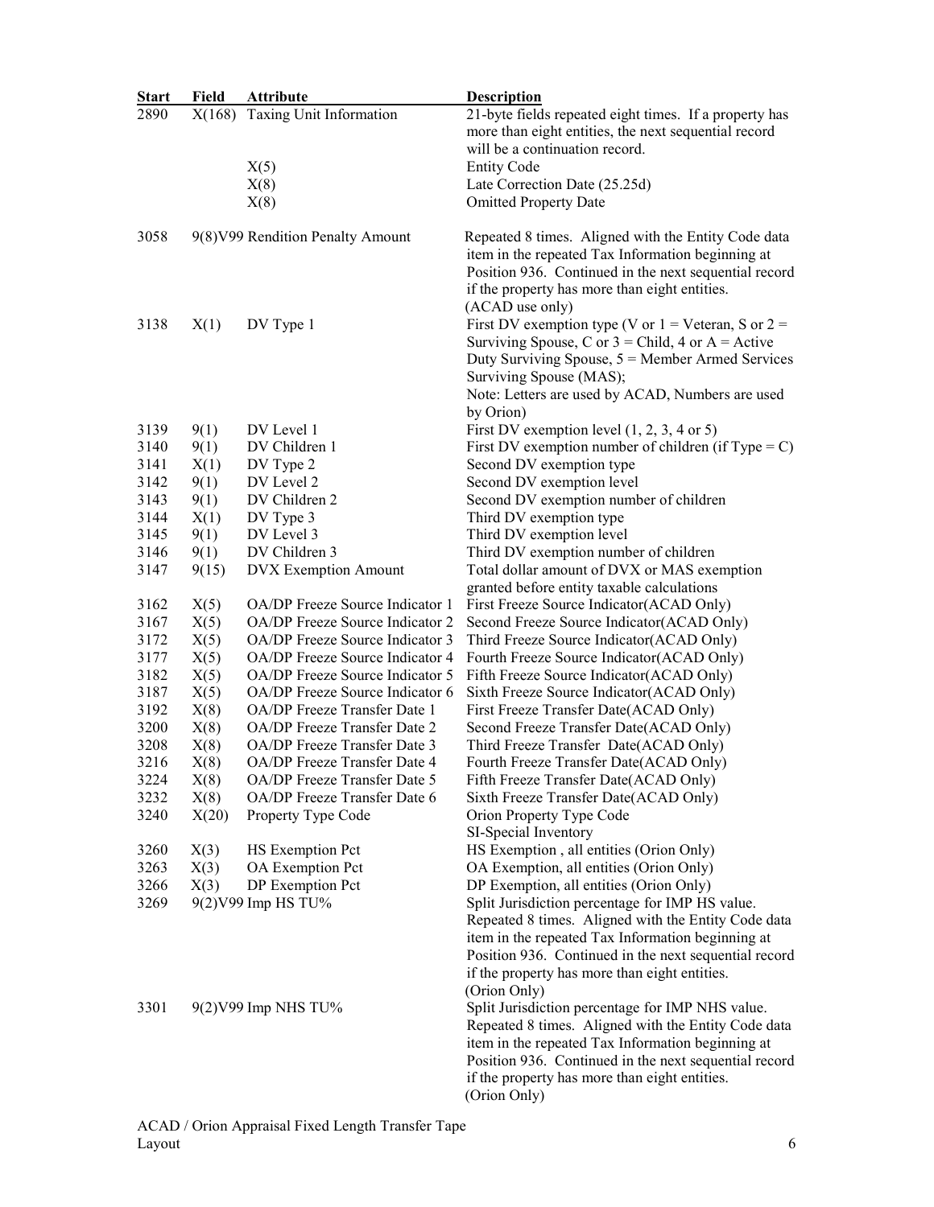| Start | Field | Attribute | Description |
|---|---|---|---|
| 2890 | X(168) | Taxing Unit Information | 21-byte fields repeated eight times. If a property has more than eight entities, the next sequential record will be a continuation record. |
| | X(5) | | Entity Code |
| | X(8) | | Late Correction Date (25.25d) |
| | X(8) | | Omitted Property Date |
| 3058 | 9(8)V99 | Rendition Penalty Amount | Repeated 8 times. Aligned with the Entity Code data item in the repeated Tax Information beginning at Position 936. Continued in the next sequential record if the property has more than eight entities. (ACAD use only) |
| 3138 | X(1) | DV Type 1 | First DV exemption type (V or 1 = Veteran, S or 2 = Surviving Spouse, C or 3 = Child, 4 or A = Active Duty Surviving Spouse, 5 = Member Armed Services Surviving Spouse (MAS); Note: Letters are used by ACAD, Numbers are used by Orion) |
| 3139 | 9(1) | DV Level 1 | First DV exemption level (1, 2, 3, 4 or 5) |
| 3140 | 9(1) | DV Children 1 | First DV exemption number of children (if Type = C) |
| 3141 | X(1) | DV Type 2 | Second DV exemption type |
| 3142 | 9(1) | DV Level 2 | Second DV exemption level |
| 3143 | 9(1) | DV Children 2 | Second DV exemption number of children |
| 3144 | X(1) | DV Type 3 | Third DV exemption type |
| 3145 | 9(1) | DV Level 3 | Third DV exemption level |
| 3146 | 9(1) | DV Children 3 | Third DV exemption number of children |
| 3147 | 9(15) | DVX Exemption Amount | Total dollar amount of DVX or MAS exemption granted before entity taxable calculations |
| 3162 | X(5) | OA/DP Freeze Source Indicator 1 | First Freeze Source Indicator(ACAD Only) |
| 3167 | X(5) | OA/DP Freeze Source Indicator 2 | Second Freeze Source Indicator(ACAD Only) |
| 3172 | X(5) | OA/DP Freeze Source Indicator 3 | Third Freeze Source Indicator(ACAD Only) |
| 3177 | X(5) | OA/DP Freeze Source Indicator 4 | Fourth Freeze Source Indicator(ACAD Only) |
| 3182 | X(5) | OA/DP Freeze Source Indicator 5 | Fifth Freeze Source Indicator(ACAD Only) |
| 3187 | X(5) | OA/DP Freeze Source Indicator 6 | Sixth Freeze Source Indicator(ACAD Only) |
| 3192 | X(8) | OA/DP Freeze Transfer Date 1 | First Freeze Transfer Date(ACAD Only) |
| 3200 | X(8) | OA/DP Freeze Transfer Date 2 | Second Freeze Transfer Date(ACAD Only) |
| 3208 | X(8) | OA/DP Freeze Transfer Date 3 | Third Freeze Transfer Date(ACAD Only) |
| 3216 | X(8) | OA/DP Freeze Transfer Date 4 | Fourth Freeze Transfer Date(ACAD Only) |
| 3224 | X(8) | OA/DP Freeze Transfer Date 5 | Fifth Freeze Transfer Date(ACAD Only) |
| 3232 | X(8) | OA/DP Freeze Transfer Date 6 | Sixth Freeze Transfer Date(ACAD Only) |
| 3240 | X(20) | Property Type Code | Orion Property Type Code SI-Special Inventory |
| 3260 | X(3) | HS Exemption Pct | HS Exemption , all entities (Orion Only) |
| 3263 | X(3) | OA Exemption Pct | OA Exemption, all entities (Orion Only) |
| 3266 | X(3) | DP Exemption Pct | DP Exemption, all entities (Orion Only) |
| 3269 | 9(2)V99 | Imp HS TU% | Split Jurisdiction percentage for IMP HS value. Repeated 8 times. Aligned with the Entity Code data item in the repeated Tax Information beginning at Position 936. Continued in the next sequential record if the property has more than eight entities. (Orion Only) |
| 3301 | 9(2)V99 | Imp NHS TU% | Split Jurisdiction percentage for IMP NHS value. Repeated 8 times. Aligned with the Entity Code data item in the repeated Tax Information beginning at Position 936. Continued in the next sequential record if the property has more than eight entities. (Orion Only) |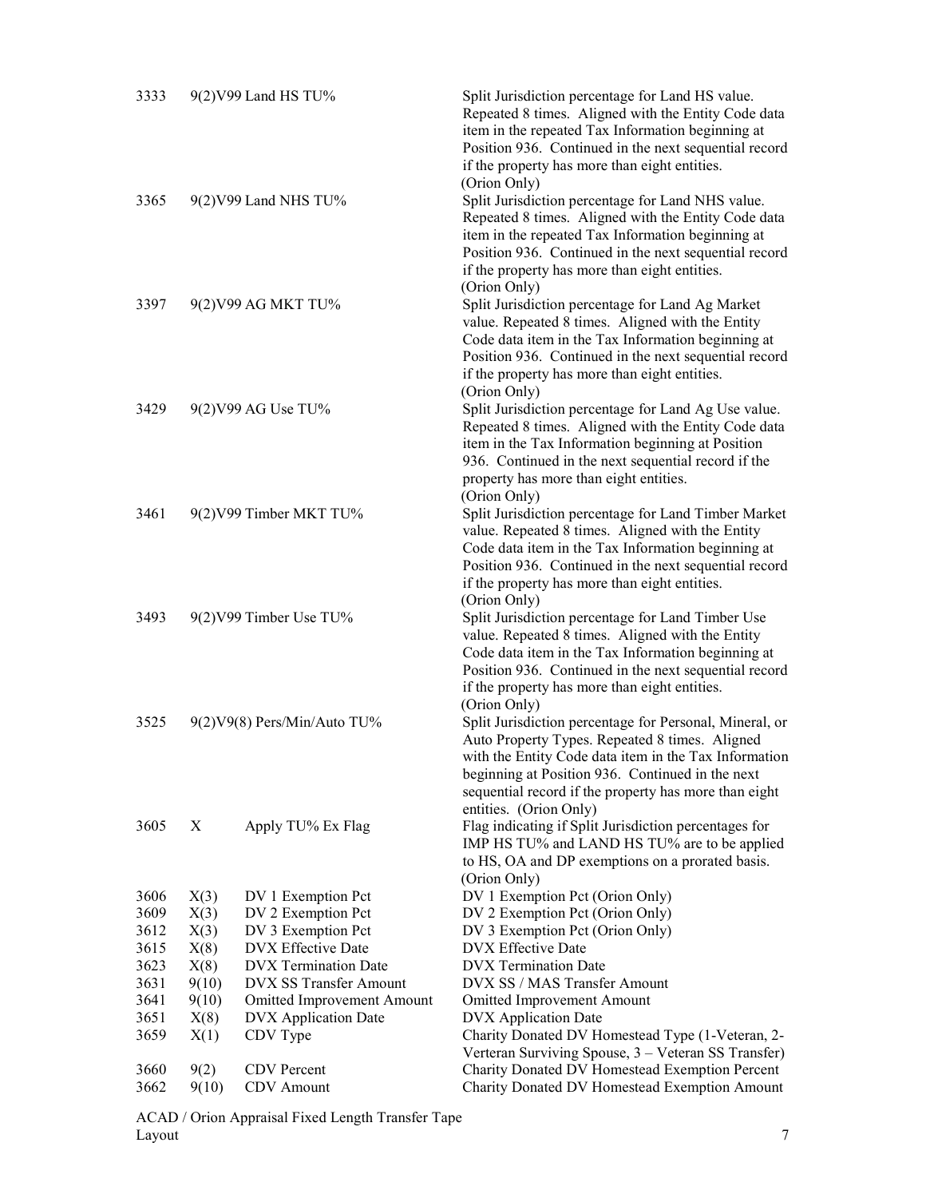| | | | |
|---|---|---|---|
| 3333 | 9(2)V99 | Land HS TU% | Split Jurisdiction percentage for Land HS value. Repeated 8 times. Aligned with the Entity Code data item in the repeated Tax Information beginning at Position 936. Continued in the next sequential record if the property has more than eight entities. (Orion Only) |
| 3365 | 9(2)V99 | Land NHS TU% | Split Jurisdiction percentage for Land NHS value. Repeated 8 times. Aligned with the Entity Code data item in the repeated Tax Information beginning at Position 936. Continued in the next sequential record if the property has more than eight entities. (Orion Only) |
| 3397 | 9(2)V99 | AG MKT TU% | Split Jurisdiction percentage for Land Ag Market value. Repeated 8 times. Aligned with the Entity Code data item in the Tax Information beginning at Position 936. Continued in the next sequential record if the property has more than eight entities. (Orion Only) |
| 3429 | 9(2)V99 | AG Use TU% | Split Jurisdiction percentage for Land Ag Use value. Repeated 8 times. Aligned with the Entity Code data item in the Tax Information beginning at Position 936. Continued in the next sequential record if the property has more than eight entities. (Orion Only) |
| 3461 | 9(2)V99 | Timber MKT TU% | Split Jurisdiction percentage for Land Timber Market value. Repeated 8 times. Aligned with the Entity Code data item in the Tax Information beginning at Position 936. Continued in the next sequential record if the property has more than eight entities. (Orion Only) |
| 3493 | 9(2)V99 | Timber Use TU% | Split Jurisdiction percentage for Land Timber Use value. Repeated 8 times. Aligned with the Entity Code data item in the Tax Information beginning at Position 936. Continued in the next sequential record if the property has more than eight entities. (Orion Only) |
| 3525 | 9(2)V9(8) | Pers/Min/Auto TU% | Split Jurisdiction percentage for Personal, Mineral, or Auto Property Types. Repeated 8 times. Aligned with the Entity Code data item in the Tax Information beginning at Position 936. Continued in the next sequential record if the property has more than eight entities. (Orion Only) |
| 3605 | X | Apply TU% Ex Flag | Flag indicating if Split Jurisdiction percentages for IMP HS TU% and LAND HS TU% are to be applied to HS, OA and DP exemptions on a prorated basis. (Orion Only) |
| 3606 | X(3) | DV 1 Exemption Pct | DV 1 Exemption Pct (Orion Only) |
| 3609 | X(3) | DV 2 Exemption Pct | DV 2 Exemption Pct (Orion Only) |
| 3612 | X(3) | DV 3 Exemption Pct | DV 3 Exemption Pct (Orion Only) |
| 3615 | X(8) | DVX Effective Date | DVX Effective Date |
| 3623 | X(8) | DVX Termination Date | DVX Termination Date |
| 3631 | 9(10) | DVX SS Transfer Amount | DVX SS / MAS Transfer Amount |
| 3641 | 9(10) | Omitted Improvement Amount | Omitted Improvement Amount |
| 3651 | X(8) | DVX Application Date | DVX Application Date |
| 3659 | X(1) | CDV Type | Charity Donated DV Homestead Type (1-Veteran, 2-Verteran Surviving Spouse, 3 – Veteran SS Transfer) |
| 3660 | 9(2) | CDV Percent | Charity Donated DV Homestead Exemption Percent |
| 3662 | 9(10) | CDV Amount | Charity Donated DV Homestead Exemption Amount |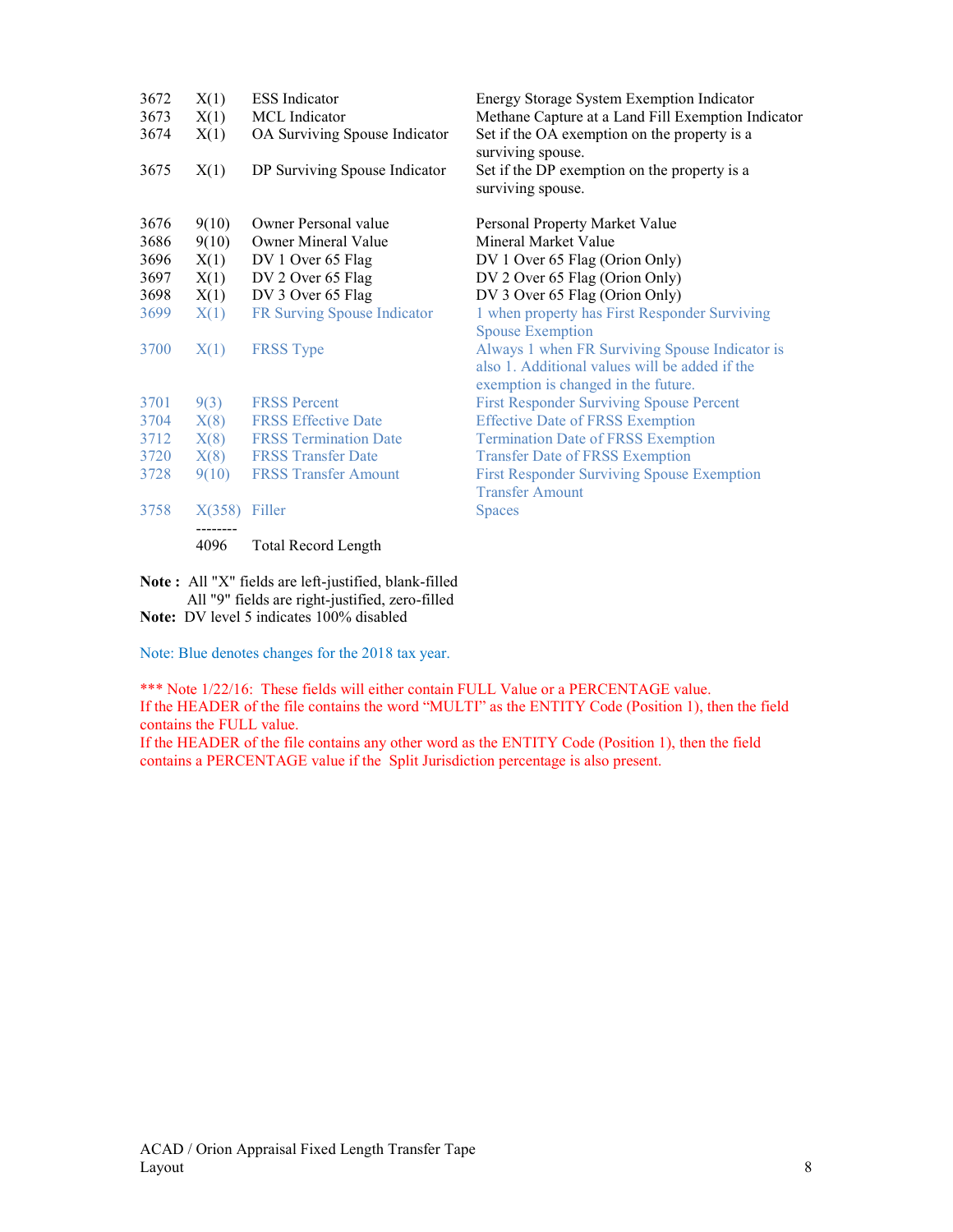| | | | |
|---|---|---|---|
| 3672 | X(1) | ESS Indicator | Energy Storage System Exemption Indicator |
| 3673 | X(1) | MCL Indicator | Methane Capture at a Land Fill Exemption Indicator |
| 3674 | X(1) | OA Surviving Spouse Indicator | Set if the OA exemption on the property is a surviving spouse. |
| 3675 | X(1) | DP Surviving Spouse Indicator | Set if the DP exemption on the property is a surviving spouse. |
| 3676 | 9(10) | Owner Personal value | Personal Property Market Value |
| 3686 | 9(10) | Owner Mineral Value | Mineral Market Value |
| 3696 | X(1) | DV 1 Over 65 Flag | DV 1 Over 65 Flag (Orion Only) |
| 3697 | X(1) | DV 2 Over 65 Flag | DV 2 Over 65 Flag (Orion Only) |
| 3698 | X(1) | DV 3 Over 65 Flag | DV 3 Over 65 Flag (Orion Only) |
| 3699 | X(1) | FR Surving Spouse Indicator | 1 when property has First Responder Surviving Spouse Exemption |
| 3700 | X(1) | FRSS Type | Always 1 when FR Surviving Spouse Indicator is also 1. Additional values will be added if the exemption is changed in the future. |
| 3701 | 9(3) | FRSS Percent | First Responder Surviving Spouse Percent |
| 3704 | X(8) | FRSS Effective Date | Effective Date of FRSS Exemption |
| 3712 | X(8) | FRSS Termination Date | Termination Date of FRSS Exemption |
| 3720 | X(8) | FRSS Transfer Date | Transfer Date of FRSS Exemption |
| 3728 | 9(10) | FRSS Transfer Amount | First Responder Surviving Spouse Exemption Transfer Amount |
| 3758 | X(358) | Filler | Spaces |
| | 4096 | Total Record Length | |

**Note :** All "X" fields are left-justified, blank-filled
All "9" fields are right-justified, zero-filled

**Note:** DV level 5 indicates 100% disabled

Note: Blue denotes changes for the 2018 tax year.

*** Note 1/22/16: These fields will either contain FULL Value or a PERCENTAGE value.
If the HEADER of the file contains the word "MULTI" as the ENTITY Code (Position 1), then the field contains the FULL value.
If the HEADER of the file contains any other word as the ENTITY Code (Position 1), then the field contains a PERCENTAGE value if the Split Jurisdiction percentage is also present.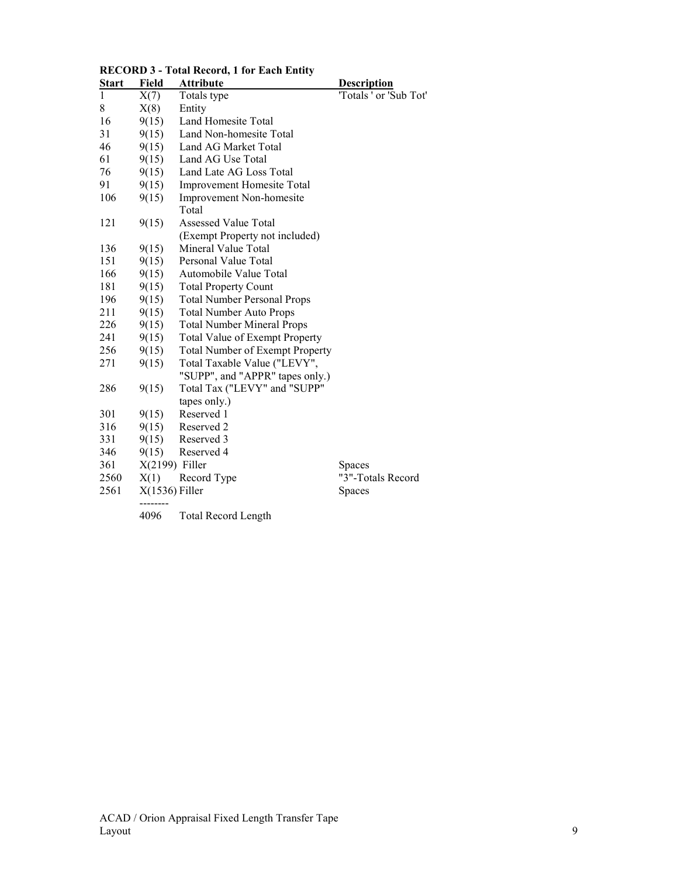**RECORD 3 - Total Record, 1 for Each Entity**

| Start | Field | Attribute | Description |
|---|---|---|---|
| 1 | X(7) | Totals type | 'Totals ' or 'Sub Tot' |
| 8 | X(8) | Entity | |
| 16 | 9(15) | Land Homesite Total | |
| 31 | 9(15) | Land Non-homesite Total | |
| 46 | 9(15) | Land AG Market Total | |
| 61 | 9(15) | Land AG Use Total | |
| 76 | 9(15) | Land Late AG Loss Total | |
| 91 | 9(15) | Improvement Homesite Total | |
| 106 | 9(15) | Improvement Non-homesite Total | |
| 121 | 9(15) | Assessed Value Total (Exempt Property not included) | |
| 136 | 9(15) | Mineral Value Total | |
| 151 | 9(15) | Personal Value Total | |
| 166 | 9(15) | Automobile Value Total | |
| 181 | 9(15) | Total Property Count | |
| 196 | 9(15) | Total Number Personal Props | |
| 211 | 9(15) | Total Number Auto Props | |
| 226 | 9(15) | Total Number Mineral Props | |
| 241 | 9(15) | Total Value of Exempt Property | |
| 256 | 9(15) | Total Number of Exempt Property | |
| 271 | 9(15) | Total Taxable Value ("LEVY", "SUPP", and "APPR" tapes only.) | |
| 286 | 9(15) | Total Tax ("LEVY" and "SUPP" tapes only.) | |
| 301 | 9(15) | Reserved 1 | |
| 316 | 9(15) | Reserved 2 | |
| 331 | 9(15) | Reserved 3 | |
| 346 | 9(15) | Reserved 4 | |
| 361 | X(2199) | Filler | Spaces |
| 2560 | X(1) | Record Type | "3"-Totals Record |
| 2561 | X(1536) | Filler | Spaces |
| | -------- | | |
| | 4096 | Total Record Length | |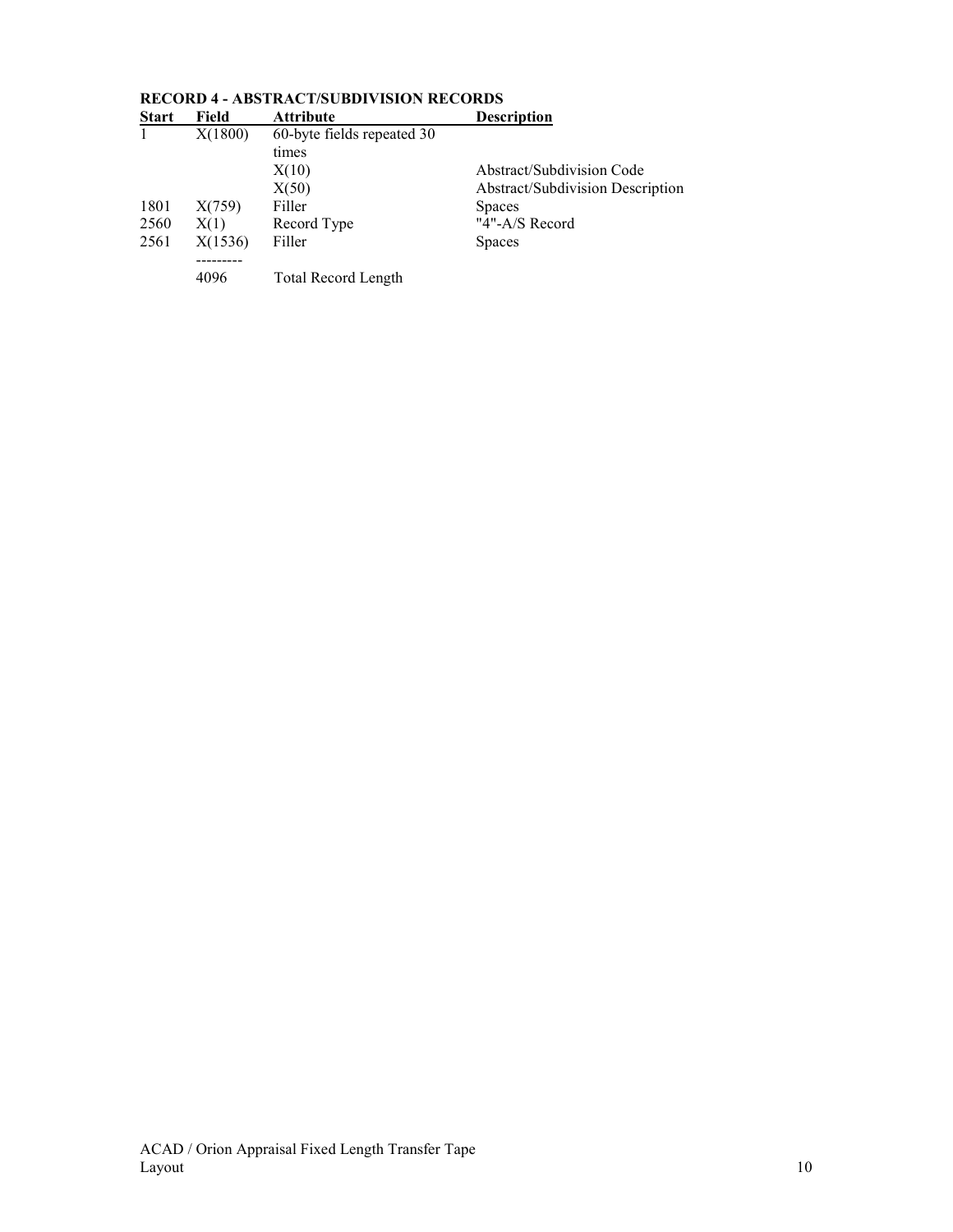**RECORD 4 - ABSTRACT/SUBDIVISION RECORDS**

| Start | Field | Attribute | Description |
|---|---|---|---|
| 1 | X(1800) | 60-byte fields repeated 30 times | |
| | | X(10) | Abstract/Subdivision Code |
| | | X(50) | Abstract/Subdivision Description |
| 1801 | X(759) | Filler | Spaces |
| 2560 | X(1) | Record Type | "4"-A/S Record |
| 2561 | X(1536) | Filler | Spaces |
| | --------- | | |
| | 4096 | Total Record Length | |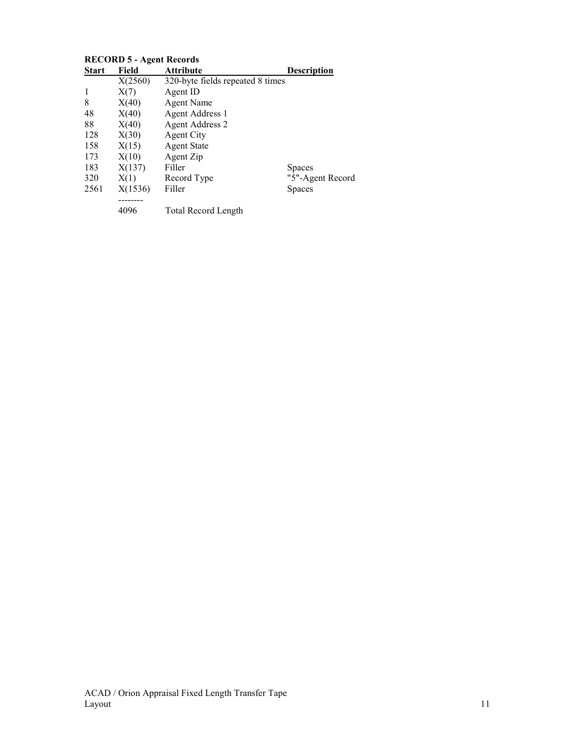**RECORD 5 - Agent Records**

| Start | Field | Attribute | Description |
| --- | --- | --- | --- |
| | X(2560) | 320-byte fields repeated 8 times | |
| 1 | X(7) | Agent ID | |
| 8 | X(40) | Agent Name | |
| 48 | X(40) | Agent Address 1 | |
| 88 | X(40) | Agent Address 2 | |
| 128 | X(30) | Agent City | |
| 158 | X(15) | Agent State | |
| 173 | X(10) | Agent Zip | |
| 183 | X(137) | Filler | Spaces |
| 320 | X(1) | Record Type | "5"-Agent Record |
| 2561 | X(1536) | Filler | Spaces |
| | -------- | | |
| | 4096 | Total Record Length | |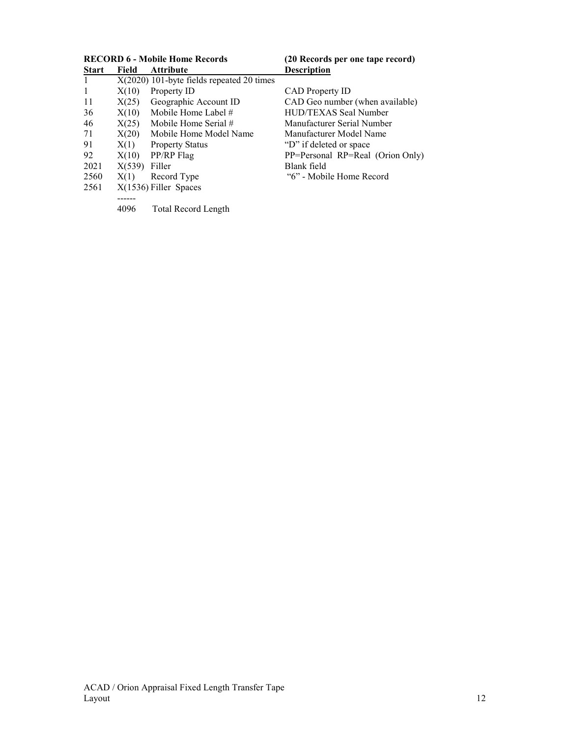**RECORD 6 - Mobile Home Records** **(20 Records per one tape record)**

| Start | Field | Attribute | Description |
|---|---|---|---|
| 1 | X(2020) | 101-byte fields repeated 20 times | |
| 1 | X(10) | Property ID | CAD Property ID |
| 11 | X(25) | Geographic Account ID | CAD Geo number (when available) |
| 36 | X(10) | Mobile Home Label # | HUD/TEXAS Seal Number |
| 46 | X(25) | Mobile Home Serial # | Manufacturer Serial Number |
| 71 | X(20) | Mobile Home Model Name | Manufacturer Model Name |
| 91 | X(1) | Property Status | "D" if deleted or space |
| 92 | X(10) | PP/RP Flag | PP=Personal RP=Real (Orion Only) |
| 2021 | X(539) | Filler | Blank field |
| 2560 | X(1) | Record Type | "6" - Mobile Home Record |
| 2561 | X(1536) | Filler Spaces | |
| | ------ | | |
| | 4096 | Total Record Length | |